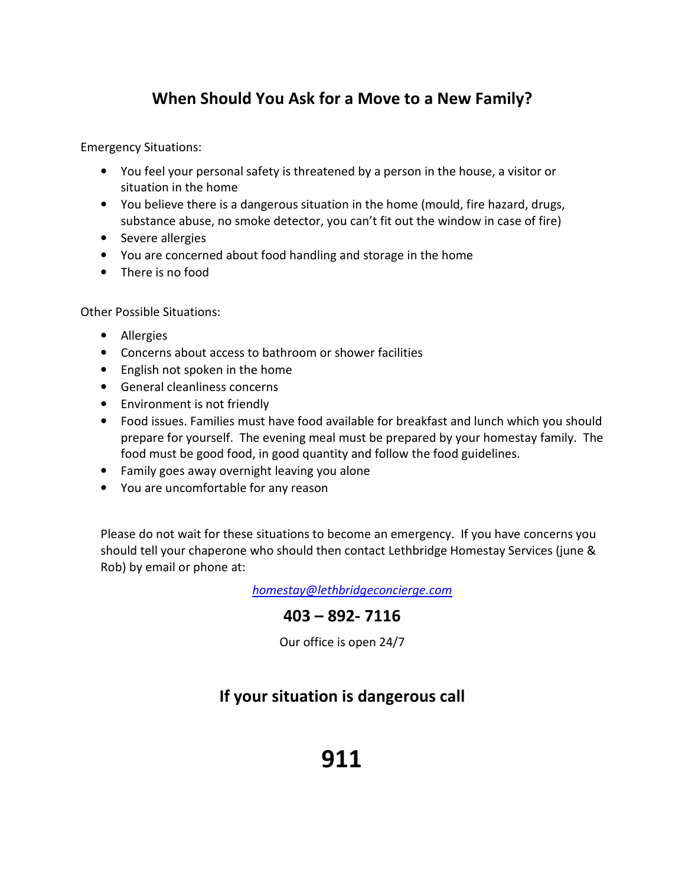## When Should You Ask for a Move to a New Family?

Emergency Situations:

- You feel your personal safety is threatened by a person in the house, a visitor or situation in the home
- You believe there is a dangerous situation in the home (mould, fire hazard, drugs, substance abuse, no smoke detector, you can't fit out the window in case of fire)
- Severe allergies
- You are concerned about food handling and storage in the home
- There is no food

Other Possible Situations:

- Allergies
- Concerns about access to bathroom or shower facilities
- English not spoken in the home
- General cleanliness concerns
- Environment is not friendly
- Food issues. Families must have food available for breakfast and lunch which you should prepare for yourself. The evening meal must be prepared by your homestay family. The food must be good food, in good quantity and follow the food guidelines.
- Family goes away overnight leaving you alone
- You are uncomfortable for any reason

Please do not wait for these situations to become an emergency. If you have concerns you should tell your chaperone who should then contact Lethbridge Homestay Services (june & Rob) by email or phone at:

*homestay@lethbridgeconcierge.com*

**403 – 892- 7116**

Our office is open 24/7

## If your situation is dangerous call

# 911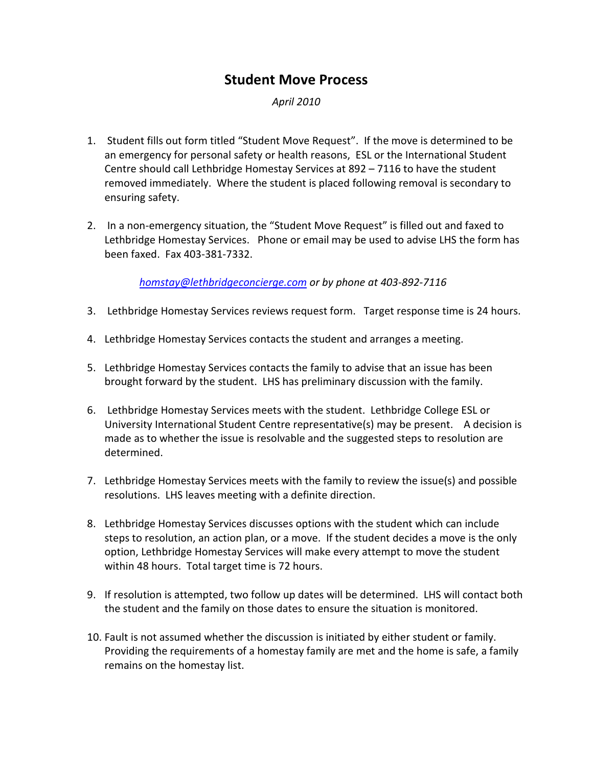# Student Move Process

*April 2010*

1. Student fills out form titled "Student Move Request". If the move is determined to be an emergency for personal safety or health reasons, ESL or the International Student Centre should call Lethbridge Homestay Services at 892 – 7116 to have the student removed immediately. Where the student is placed following removal is secondary to ensuring safety.

2. In a non-emergency situation, the "Student Move Request" is filled out and faxed to Lethbridge Homestay Services. Phone or email may be used to advise LHS the form has been faxed. Fax 403-381-7332.

   *homstay@lethbridgeconcierge.com or by phone at 403-892-7116*

3. Lethbridge Homestay Services reviews request form. Target response time is 24 hours.

4. Lethbridge Homestay Services contacts the student and arranges a meeting.

5. Lethbridge Homestay Services contacts the family to advise that an issue has been brought forward by the student. LHS has preliminary discussion with the family.

6. Lethbridge Homestay Services meets with the student. Lethbridge College ESL or University International Student Centre representative(s) may be present. A decision is made as to whether the issue is resolvable and the suggested steps to resolution are determined.

7. Lethbridge Homestay Services meets with the family to review the issue(s) and possible resolutions. LHS leaves meeting with a definite direction.

8. Lethbridge Homestay Services discusses options with the student which can include steps to resolution, an action plan, or a move. If the student decides a move is the only option, Lethbridge Homestay Services will make every attempt to move the student within 48 hours. Total target time is 72 hours.

9. If resolution is attempted, two follow up dates will be determined. LHS will contact both the student and the family on those dates to ensure the situation is monitored.

10. Fault is not assumed whether the discussion is initiated by either student or family. Providing the requirements of a homestay family are met and the home is safe, a family remains on the homestay list.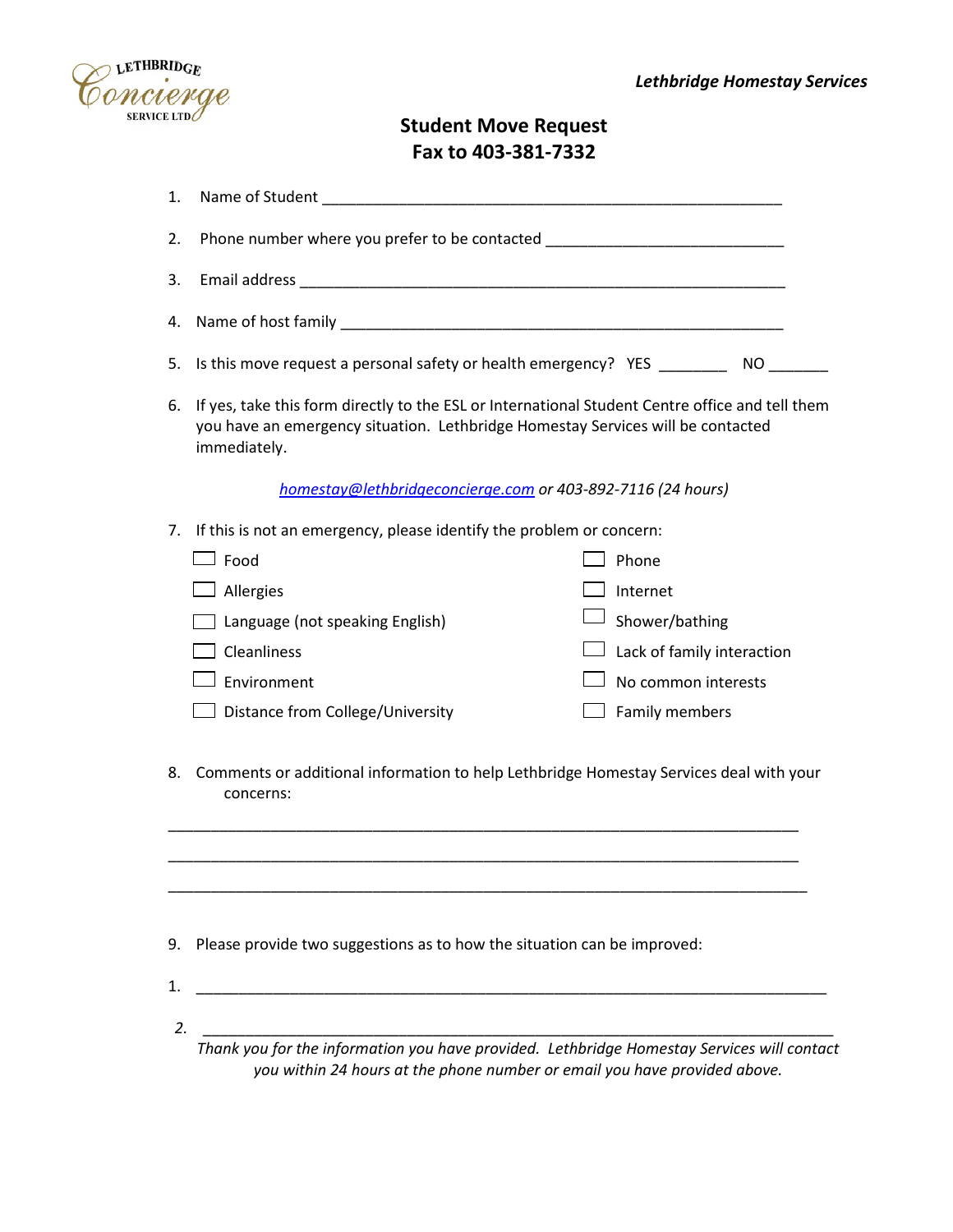LETHBRIDGE Concierge SERVICE LTD

*Lethbridge Homestay Services*

## Student Move Request
## Fax to 403-381-7332

1. Name of Student ______________________________________________________

2. Phone number where you prefer to be contacted ___________________________

3. Email address _________________________________________________________

4. Name of host family ____________________________________________________

5. Is this move request a personal safety or health emergency? YES ________ NO _______

6. If yes, take this form directly to the ESL or International Student Centre office and tell them you have an emergency situation. Lethbridge Homestay Services will be contacted immediately.

   *homestay@lethbridgeconcierge.com or 403-892-7116 (24 hours)*

7. If this is not an emergency, please identify the problem or concern:

   - ☐ Food
   - ☐ Allergies
   - ☐ Language (not speaking English)
   - ☐ Cleanliness
   - ☐ Environment
   - ☐ Distance from College/University
   - ☐ Phone
   - ☐ Internet
   - ☐ Shower/bathing
   - ☐ Lack of family interaction
   - ☐ No common interests
   - ☐ Family members

8. Comments or additional information to help Lethbridge Homestay Services deal with your concerns:

_____________________________________________________________________________

_____________________________________________________________________________

_____________________________________________________________________________

9. Please provide two suggestions as to how the situation can be improved:

1. _____________________________________________________________________________

2. _____________________________________________________________________________

*Thank you for the information you have provided. Lethbridge Homestay Services will contact you within 24 hours at the phone number or email you have provided above.*